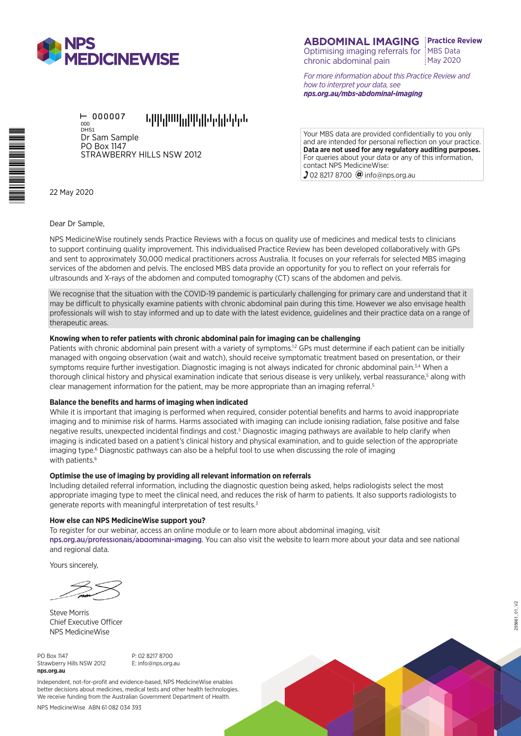**ABDOMINAL IMAGING**
Optimising imaging referrals for chronic abdominal pain

**Practice Review**
MBS Data
May 2020

*For more information about this Practice Review and how to interpret your data, see* ***nps.org.au/mbs-abdominal-imaging***

000007
000
DHS1
Dr Sam Sample
PO Box 1147
STRAWBERRY HILLS NSW 2012

Your MBS data are provided confidentially to you only and are intended for personal reflection on your practice. **Data are not used for any regulatory auditing purposes.** For queries about your data or any of this information, contact NPS MedicineWise:
02 8217 8700 info@nps.org.au

22 May 2020

Dear Dr Sample,

NPS MedicineWise routinely sends Practice Reviews with a focus on quality use of medicines and medical tests to clinicians to support continuing quality improvement. This individualised Practice Review has been developed collaboratively with GPs and sent to approximately 30,000 medical practitioners across Australia. It focuses on your referrals for selected MBS imaging services of the abdomen and pelvis. The enclosed MBS data provide an opportunity for you to reflect on your referrals for ultrasounds and X-rays of the abdomen and computed tomography (CT) scans of the abdomen and pelvis.

We recognise that the situation with the COVID-19 pandemic is particularly challenging for primary care and understand that it may be difficult to physically examine patients with chronic abdominal pain during this time. However we also envisage health professionals will wish to stay informed and up to date with the latest evidence, guidelines and their practice data on a range of therapeutic areas.

**Knowing when to refer patients with chronic abdominal pain for imaging can be challenging**

Patients with chronic abdominal pain present with a variety of symptoms.[1,2] GPs must determine if each patient can be initially managed with ongoing observation (wait and watch), should receive symptomatic treatment based on presentation, or their symptoms require further investigation. Diagnostic imaging is not always indicated for chronic abdominal pain.[3,4] When a thorough clinical history and physical examination indicate that serious disease is very unlikely, verbal reassurance,[5] along with clear management information for the patient, may be more appropriate than an imaging referral.[5]

**Balance the benefits and harms of imaging when indicated**

While it is important that imaging is performed when required, consider potential benefits and harms to avoid inappropriate imaging and to minimise risk of harms. Harms associated with imaging can include ionising radiation, false positive and false negative results, unexpected incidental findings and cost.[5] Diagnostic imaging pathways are available to help clarify when imaging is indicated based on a patient's clinical history and physical examination, and to guide selection of the appropriate imaging type.[6] Diagnostic pathways can also be a helpful tool to use when discussing the role of imaging with patients.[6]

**Optimise the use of imaging by providing all relevant information on referrals**

Including detailed referral information, including the diagnostic question being asked, helps radiologists select the most appropriate imaging type to meet the clinical need, and reduces the risk of harm to patients. It also supports radiologists to generate reports with meaningful interpretation of test results.[3]

**How else can NPS MedicineWise support you?**

To register for our webinar, access an online module or to learn more about abdominal imaging, visit nps.org.au/professionals/abdominal-imaging. You can also visit the website to learn more about your data and see national and regional data.

Yours sincerely,

Steve Morris
Chief Executive Officer
NPS MedicineWise

PO Box 1147
Strawberry Hills NSW 2012
**nps.org.au**

P: 02 8217 8700
E: info@nps.org.au

Independent, not-for-profit and evidence-based, NPS MedicineWise enables better decisions about medicines, medical tests and other health technologies. We receive funding from the Australian Government Department of Health.

NPS MedicineWise ABN 61 082 034 393

255661_01_V2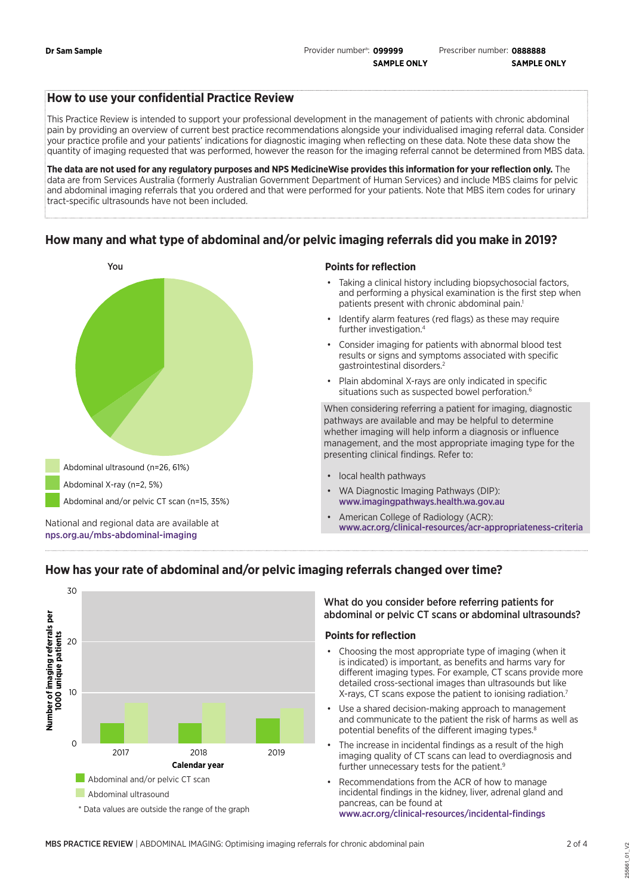**Dr Sam Sample**

Provider number[a]: **099999** **SAMPLE ONLY**

Prescriber number: **0888888** **SAMPLE ONLY**

## How to use your confidential Practice Review

This Practice Review is intended to support your professional development in the management of patients with chronic abdominal pain by providing an overview of current best practice recommendations alongside your individualised imaging referral data. Consider your practice profile and your patients' indications for diagnostic imaging when reflecting on these data. Note these data show the quantity of imaging requested that was performed, however the reason for the imaging referral cannot be determined from MBS data.

**The data are not used for any regulatory purposes and NPS MedicineWise provides this information for your reflection only.** The data are from Services Australia (formerly Australian Government Department of Human Services) and include MBS claims for pelvic and abdominal imaging referrals that you ordered and that were performed for your patients. Note that MBS item codes for urinary tract-specific ultrasounds have not been included.

## How many and what type of abdominal and/or pelvic imaging referrals did you make in 2019?

You

Abdominal ultrasound (n=26, 61%)

Abdominal X-ray (n=2, 5%)

Abdominal and/or pelvic CT scan (n=15, 35%)

National and regional data are available at nps.org.au/mbs-abdominal-imaging

### Points for reflection

- Taking a clinical history including biopsychosocial factors, and performing a physical examination is the first step when patients present with chronic abdominal pain.[1]
- Identify alarm features (red flags) as these may require further investigation.[4]
- Consider imaging for patients with abnormal blood test results or signs and symptoms associated with specific gastrointestinal disorders.[2]
- Plain abdominal X-rays are only indicated in specific situations such as suspected bowel perforation.[6]

When considering referring a patient for imaging, diagnostic pathways are available and may be helpful to determine whether imaging will help inform a diagnosis or influence management, and the most appropriate imaging type for the presenting clinical findings. Refer to:

- local health pathways
- WA Diagnostic Imaging Pathways (DIP): www.imagingpathways.health.wa.gov.au
- American College of Radiology (ACR): www.acr.org/clinical-resources/acr-appropriateness-criteria

## How has your rate of abdominal and/or pelvic imaging referrals changed over time?

Number of imaging referrals per 1000 unique patients

30
20
10
0

2017
2018
2019

Calendar year

Abdominal and/or pelvic CT scan

Abdominal ultrasound

\* Data values are outside the range of the graph

### What do you consider before referring patients for abdominal or pelvic CT scans or abdominal ultrasounds?

### Points for reflection

- Choosing the most appropriate type of imaging (when it is indicated) is important, as benefits and harms vary for different imaging types. For example, CT scans provide more detailed cross-sectional images than ultrasounds but like X-rays, CT scans expose the patient to ionising radiation.[7]
- Use a shared decision-making approach to management and communicate to the patient the risk of harms as well as potential benefits of the different imaging types.[8]
- The increase in incidental findings as a result of the high imaging quality of CT scans can lead to overdiagnosis and further unnecessary tests for the patient.[9]
- Recommendations from the ACR of how to manage incidental findings in the kidney, liver, adrenal gland and pancreas, can be found at www.acr.org/clinical-resources/incidental-findings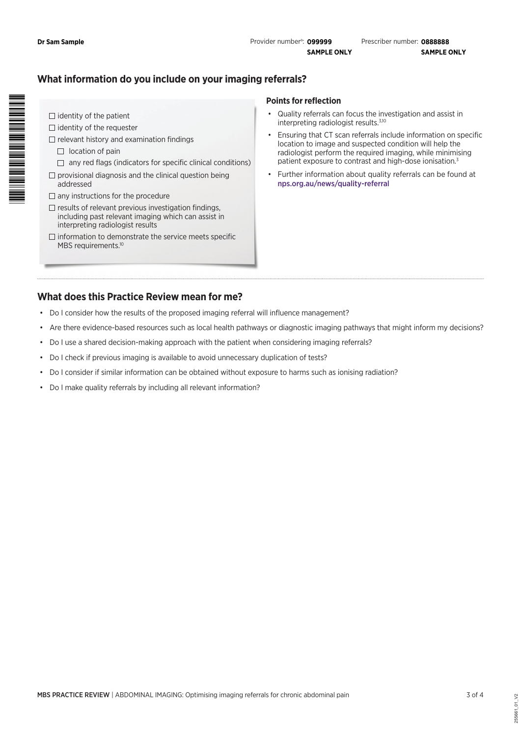## What information do you include on your imaging referrals?

- ☐ identity of the patient
- ☐ identity of the requester
- ☐ relevant history and examination findings
  - ☐ location of pain
  - ☐ any red flags (indicators for specific clinical conditions)
- ☐ provisional diagnosis and the clinical question being addressed
- ☐ any instructions for the procedure
- ☐ results of relevant previous investigation findings, including past relevant imaging which can assist in interpreting radiologist results
- ☐ information to demonstrate the service meets specific MBS requirements.[10]

**Points for reflection**

- Quality referrals can focus the investigation and assist in interpreting radiologist results.[3,10]
- Ensuring that CT scan referrals include information on specific location to image and suspected condition will help the radiologist perform the required imaging, while minimising patient exposure to contrast and high-dose ionisation.[3]
- Further information about quality referrals can be found at nps.org.au/news/quality-referral

## What does this Practice Review mean for me?

- Do I consider how the results of the proposed imaging referral will influence management?
- Are there evidence-based resources such as local health pathways or diagnostic imaging pathways that might inform my decisions?
- Do I use a shared decision-making approach with the patient when considering imaging referrals?
- Do I check if previous imaging is available to avoid unnecessary duplication of tests?
- Do I consider if similar information can be obtained without exposure to harms such as ionising radiation?
- Do I make quality referrals by including all relevant information?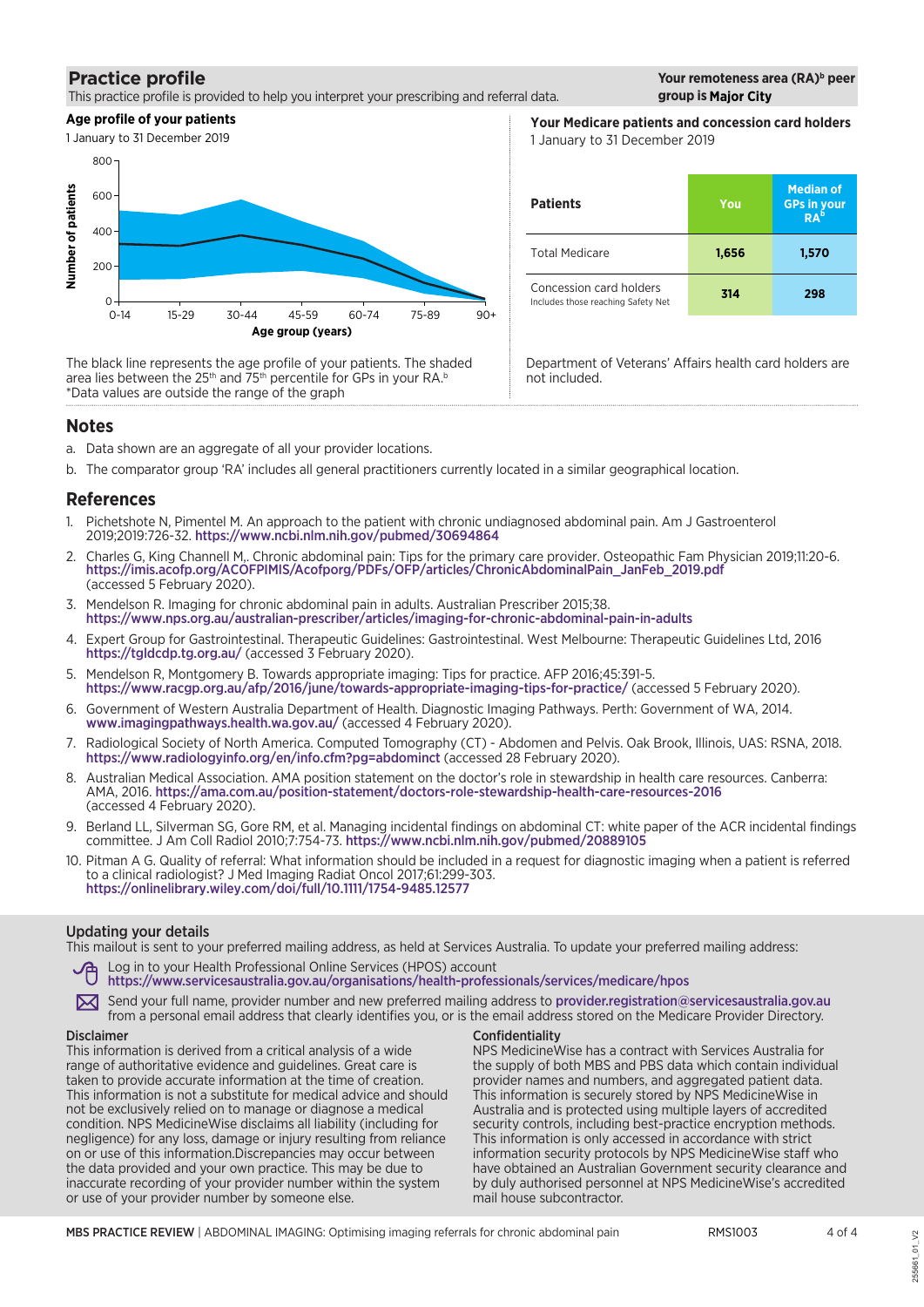## Practice profile

This practice profile is provided to help you interpret your prescribing and referral data.

**Your remoteness area (RA)[b] peer group is Major City**

### Age profile of your patients

1 January to 31 December 2019

Number of patients

800
600
400
200
0

0-14 15-29 30-44 45-59 60-74 75-89 90+

Age group (years)

The black line represents the age profile of your patients. The shaded area lies between the 25th and 75th percentile for GPs in your RA.[b]
*Data values are outside the range of the graph

### Your Medicare patients and concession card holders

1 January to 31 December 2019

| Patients | You | Median of GPs in your RA[b] |
|---|---|---|
| Total Medicare | **1,656** | **1,570** |
| Concession card holders<br>Includes those reaching Safety Net | **314** | **298** |

Department of Veterans' Affairs health card holders are not included.

## Notes

a. Data shown are an aggregate of all your provider locations.

b. The comparator group 'RA' includes all general practitioners currently located in a similar geographical location.

## References

1. Pichetshote N, Pimentel M. An approach to the patient with chronic undiagnosed abdominal pain. Am J Gastroenterol 2019;2019:726-32. https://www.ncbi.nlm.nih.gov/pubmed/30694864
2. Charles G, King Channell M,. Chronic abdominal pain: Tips for the primary care provider. Osteopathic Fam Physician 2019;11:20-6. https://imis.acofp.org/ACOFPIMIS/Acofporg/PDFs/OFP/articles/ChronicAbdominalPain_JanFeb_2019.pdf (accessed 5 February 2020).
3. Mendelson R. Imaging for chronic abdominal pain in adults. Australian Prescriber 2015;38. https://www.nps.org.au/australian-prescriber/articles/imaging-for-chronic-abdominal-pain-in-adults
4. Expert Group for Gastrointestinal. Therapeutic Guidelines: Gastrointestinal. West Melbourne: Therapeutic Guidelines Ltd, 2016 https://tgldcdp.tg.org.au/ (accessed 3 February 2020).
5. Mendelson R, Montgomery B. Towards appropriate imaging: Tips for practice. AFP 2016;45:391-5. https://www.racgp.org.au/afp/2016/june/towards-appropriate-imaging-tips-for-practice/ (accessed 5 February 2020).
6. Government of Western Australia Department of Health. Diagnostic Imaging Pathways. Perth: Government of WA, 2014. www.imagingpathways.health.wa.gov.au/ (accessed 4 February 2020).
7. Radiological Society of North America. Computed Tomography (CT) - Abdomen and Pelvis. Oak Brook, Illinois, UAS: RSNA, 2018. https://www.radiologyinfo.org/en/info.cfm?pg=abdominct (accessed 28 February 2020).
8. Australian Medical Association. AMA position statement on the doctor's role in stewardship in health care resources. Canberra: AMA, 2016. https://ama.com.au/position-statement/doctors-role-stewardship-health-care-resources-2016 (accessed 4 February 2020).
9. Berland LL, Silverman SG, Gore RM, et al. Managing incidental findings on abdominal CT: white paper of the ACR incidental findings committee. J Am Coll Radiol 2010;7:754-73. https://www.ncbi.nlm.nih.gov/pubmed/20889105
10. Pitman A G. Quality of referral: What information should be included in a request for diagnostic imaging when a patient is referred to a clinical radiologist? J Med Imaging Radiat Oncol 2017;61:299-303. https://onlinelibrary.wiley.com/doi/full/10.1111/1754-9485.12577

### Updating your details

This mailout is sent to your preferred mailing address, as held at Services Australia. To update your preferred mailing address:

- Log in to your Health Professional Online Services (HPOS) account https://www.servicesaustralia.gov.au/organisations/health-professionals/services/medicare/hpos
- Send your full name, provider number and new preferred mailing address to provider.registration@servicesaustralia.gov.au from a personal email address that clearly identifies you, or is the email address stored on the Medicare Provider Directory.

### Disclaimer

This information is derived from a critical analysis of a wide range of authoritative evidence and guidelines. Great care is taken to provide accurate information at the time of creation. This information is not a substitute for medical advice and should not be exclusively relied on to manage or diagnose a medical condition. NPS MedicineWise disclaims all liability (including for negligence) for any loss, damage or injury resulting from reliance on or use of this information.Discrepancies may occur between the data provided and your own practice. This may be due to inaccurate recording of your provider number within the system or use of your provider number by someone else.

### Confidentiality

NPS MedicineWise has a contract with Services Australia for the supply of both MBS and PBS data which contain individual provider names and numbers, and aggregated patient data. This information is securely stored by NPS MedicineWise in Australia and is protected using multiple layers of accredited security controls, including best-practice encryption methods. This information is only accessed in accordance with strict information security protocols by NPS MedicineWise staff who have obtained an Australian Government security clearance and by duly authorised personnel at NPS MedicineWise's accredited mail house subcontractor.